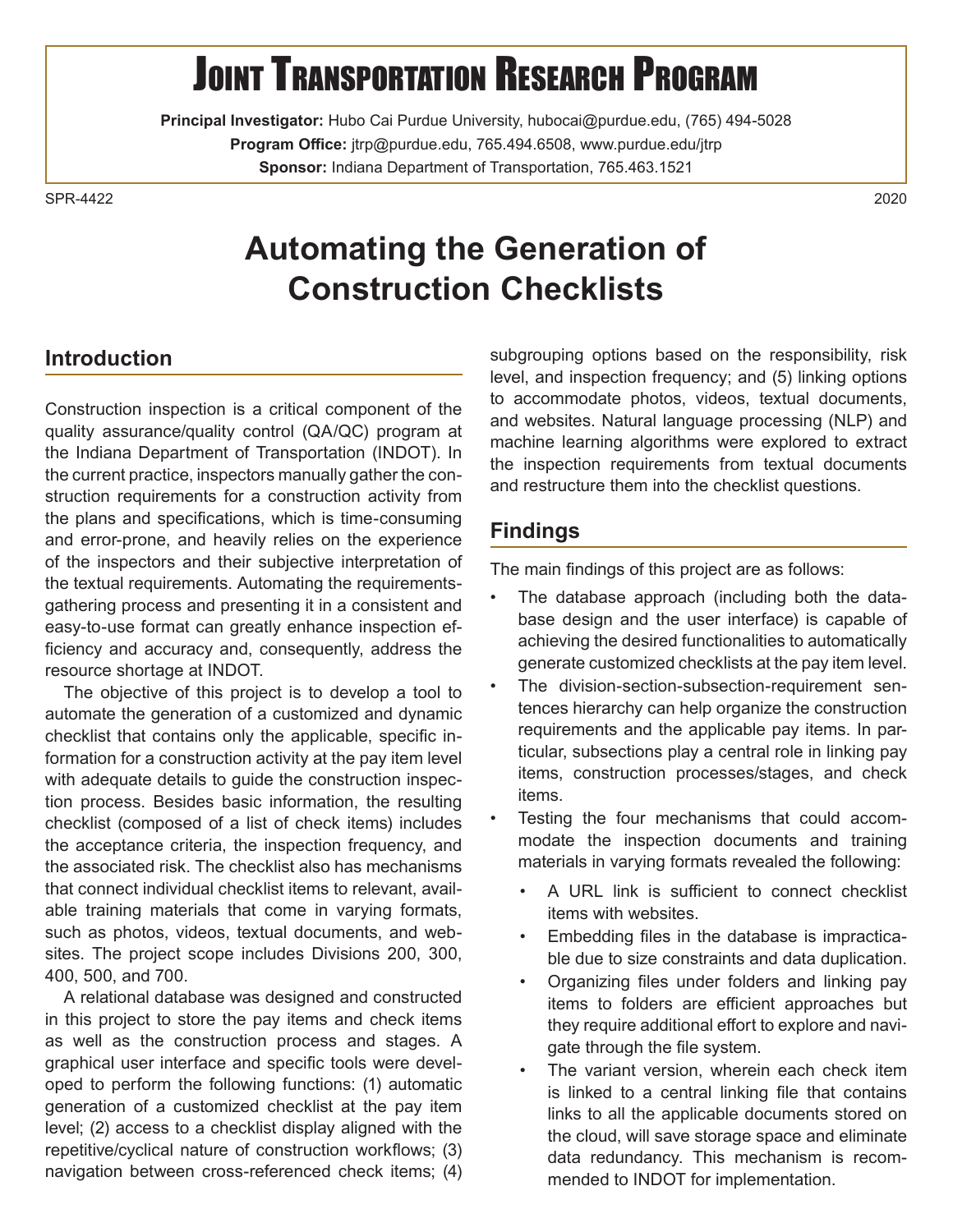# Joint Transportation Research Program

**Principal Investigator:** Hubo Cai Purdue University, hubocai@purdue.edu, (765) 494-5028

**Program Office:** jtrp@purdue.edu, 765.494.6508, www.purdue.edu/jtrp

**Sponsor:** Indiana Department of Transportation, 765.463.1521

SPR-4422 2020

# Automating the Generation of Construction Checklists

## Introduction

Construction inspection is a critical component of the quality assurance/quality control (QA/QC) program at the Indiana Department of Transportation (INDOT). In the current practice, inspectors manually gather the construction requirements for a construction activity from the plans and specifications, which is time-consuming and error-prone, and heavily relies on the experience of the inspectors and their subjective interpretation of the textual requirements. Automating the requirements-gathering process and presenting it in a consistent and easy-to-use format can greatly enhance inspection efficiency and accuracy and, consequently, address the resource shortage at INDOT.

The objective of this project is to develop a tool to automate the generation of a customized and dynamic checklist that contains only the applicable, specific information for a construction activity at the pay item level with adequate details to guide the construction inspection process. Besides basic information, the resulting checklist (composed of a list of check items) includes the acceptance criteria, the inspection frequency, and the associated risk. The checklist also has mechanisms that connect individual checklist items to relevant, available training materials that come in varying formats, such as photos, videos, textual documents, and websites. The project scope includes Divisions 200, 300, 400, 500, and 700.

A relational database was designed and constructed in this project to store the pay items and check items as well as the construction process and stages. A graphical user interface and specific tools were developed to perform the following functions: (1) automatic generation of a customized checklist at the pay item level; (2) access to a checklist display aligned with the repetitive/cyclical nature of construction workflows; (3) navigation between cross-referenced check items; (4) subgrouping options based on the responsibility, risk level, and inspection frequency; and (5) linking options to accommodate photos, videos, textual documents, and websites. Natural language processing (NLP) and machine learning algorithms were explored to extract the inspection requirements from textual documents and restructure them into the checklist questions.

## Findings

The main findings of this project are as follows:

- The database approach (including both the database design and the user interface) is capable of achieving the desired functionalities to automatically generate customized checklists at the pay item level.
- The division-section-subsection-requirement sentences hierarchy can help organize the construction requirements and the applicable pay items. In particular, subsections play a central role in linking pay items, construction processes/stages, and check items.
- Testing the four mechanisms that could accommodate the inspection documents and training materials in varying formats revealed the following:
    - A URL link is sufficient to connect checklist items with websites.
    - Embedding files in the database is impracticable due to size constraints and data duplication.
    - Organizing files under folders and linking pay items to folders are efficient approaches but they require additional effort to explore and navigate through the file system.
    - The variant version, wherein each check item is linked to a central linking file that contains links to all the applicable documents stored on the cloud, will save storage space and eliminate data redundancy. This mechanism is recommended to INDOT for implementation.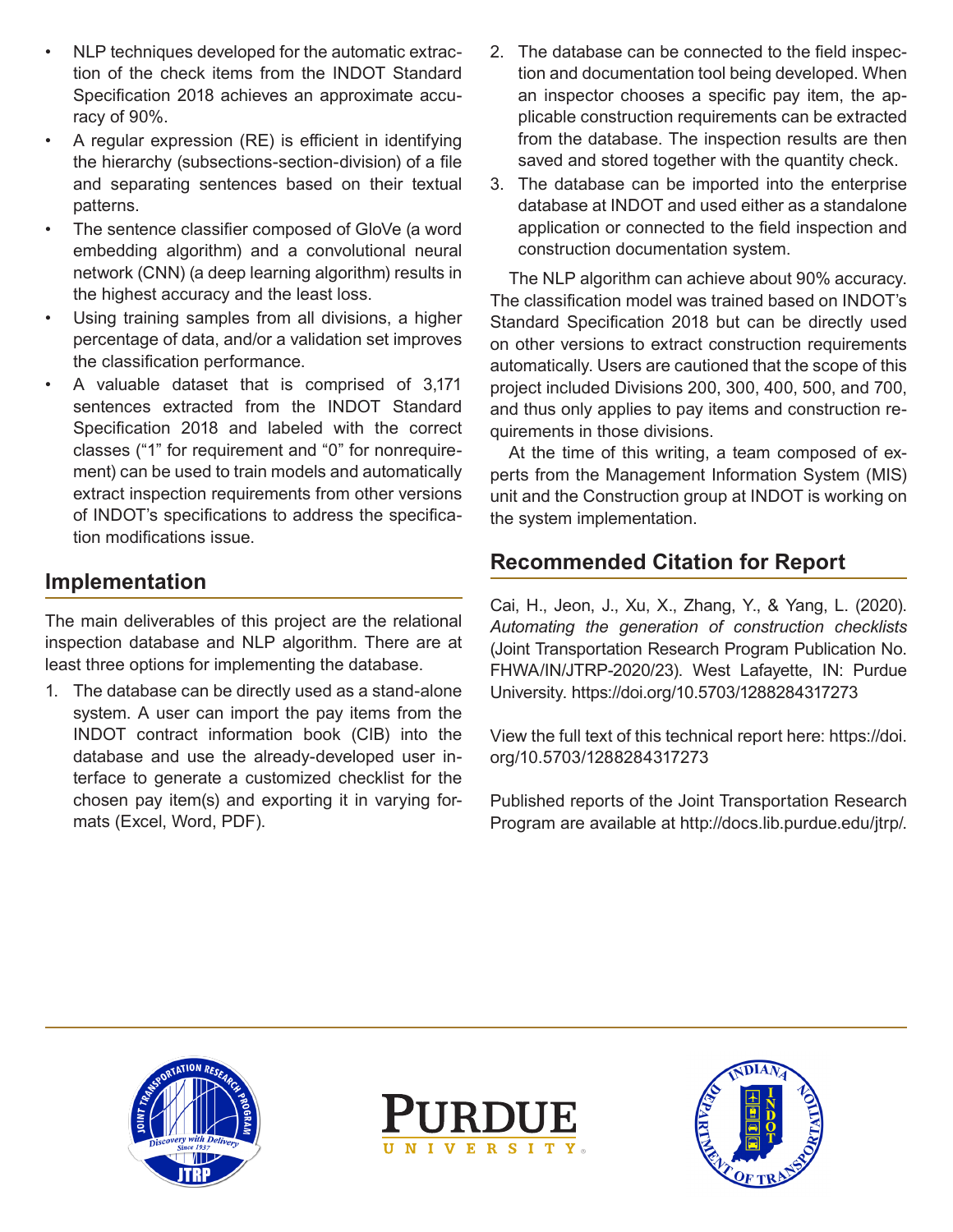- NLP techniques developed for the automatic extraction of the check items from the INDOT Standard Specification 2018 achieves an approximate accuracy of 90%.
- A regular expression (RE) is efficient in identifying the hierarchy (subsections-section-division) of a file and separating sentences based on their textual patterns.
- The sentence classifier composed of GloVe (a word embedding algorithm) and a convolutional neural network (CNN) (a deep learning algorithm) results in the highest accuracy and the least loss.
- Using training samples from all divisions, a higher percentage of data, and/or a validation set improves the classification performance.
- A valuable dataset that is comprised of 3,171 sentences extracted from the INDOT Standard Specification 2018 and labeled with the correct classes ("1" for requirement and "0" for nonrequirement) can be used to train models and automatically extract inspection requirements from other versions of INDOT's specifications to address the specification modifications issue.

## Implementation

The main deliverables of this project are the relational inspection database and NLP algorithm. There are at least three options for implementing the database.

1. The database can be directly used as a stand-alone system. A user can import the pay items from the INDOT contract information book (CIB) into the database and use the already-developed user interface to generate a customized checklist for the chosen pay item(s) and exporting it in varying formats (Excel, Word, PDF).
2. The database can be connected to the field inspection and documentation tool being developed. When an inspector chooses a specific pay item, the applicable construction requirements can be extracted from the database. The inspection results are then saved and stored together with the quantity check.
3. The database can be imported into the enterprise database at INDOT and used either as a standalone application or connected to the field inspection and construction documentation system.

The NLP algorithm can achieve about 90% accuracy. The classification model was trained based on INDOT's Standard Specification 2018 but can be directly used on other versions to extract construction requirements automatically. Users are cautioned that the scope of this project included Divisions 200, 300, 400, 500, and 700, and thus only applies to pay items and construction requirements in those divisions.

At the time of this writing, a team composed of experts from the Management Information System (MIS) unit and the Construction group at INDOT is working on the system implementation.

## Recommended Citation for Report

Cai, H., Jeon, J., Xu, X., Zhang, Y., & Yang, L. (2020). *Automating the generation of construction checklists* (Joint Transportation Research Program Publication No. FHWA/IN/JTRP-2020/23). West Lafayette, IN: Purdue University. https://doi.org/10.5703/1288284317273

View the full text of this technical report here: https://doi.org/10.5703/1288284317273

Published reports of the Joint Transportation Research Program are available at http://docs.lib.purdue.edu/jtrp/.